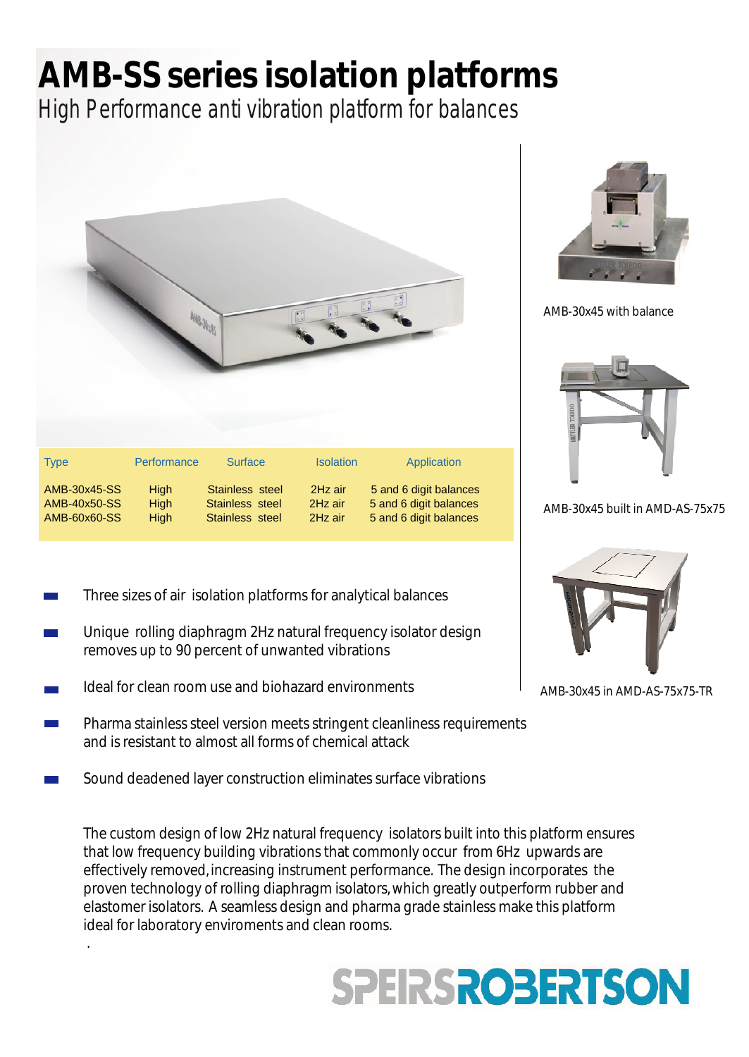# AMB-SS series isolation platforms

High Performance anti vibration platform for balances

| Type | Performance | Surface | Isolation | Application |
|---|---|---|---|---|
| AMB-30x45-SS | High | Stainless steel | 2Hz air | 5 and 6 digit balances |
| AMB-40x50-SS | High | Stainless steel | 2Hz air | 5 and 6 digit balances |
| AMB-60x60-SS | High | Stainless steel | 2Hz air | 5 and 6 digit balances |

AMB-30x45 with balance

AMB-30x45 built in AMD-AS-75x75

AMB-30x45 in AMD-AS-75x75-TR

- Three sizes of air isolation platforms for analytical balances
- Unique rolling diaphragm 2Hz natural frequency isolator design removes up to 90 percent of unwanted vibrations
- Ideal for clean room use and biohazard environments
- Pharma stainless steel version meets stringent cleanliness requirements and is resistant to almost all forms of chemical attack
- Sound deadened layer construction eliminates surface vibrations

The custom design of low 2Hz natural frequency isolators built into this platform ensures that low frequency building vibrations that commonly occur from 6Hz upwards are effectively removed, increasing instrument performance. The design incorporates the proven technology of rolling diaphragm isolators, which greatly outperform rubber and elastomer isolators. A seamless design and pharma grade stainless make this platform ideal for laboratory enviroments and clean rooms.

SPEIRSROBERTSON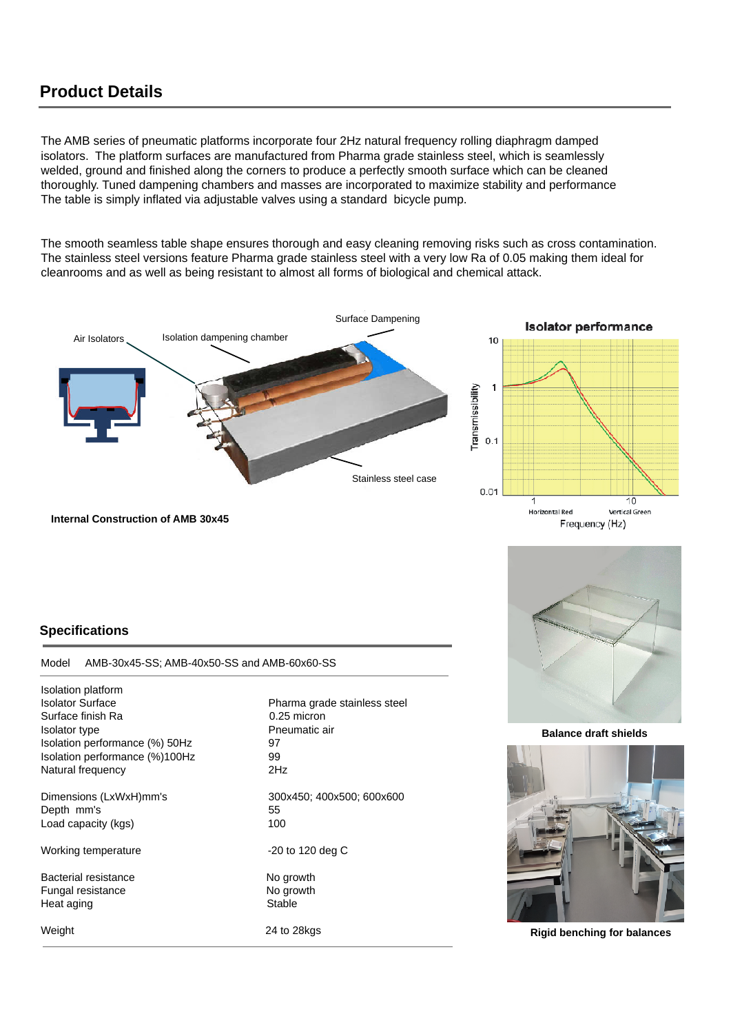## Product Details

The AMB series of pneumatic platforms incorporate four 2Hz natural frequency rolling diaphragm damped isolators. The platform surfaces are manufactured from Pharma grade stainless steel, which is seamlessly welded, ground and finished along the corners to produce a perfectly smooth surface which can be cleaned thoroughly. Tuned dampening chambers and masses are incorporated to maximize stability and performance The table is simply inflated via adjustable valves using a standard bicycle pump.

The smooth seamless table shape ensures thorough and easy cleaning removing risks such as cross contamination. The stainless steel versions feature Pharma grade stainless steel with a very low Ra of 0.05 making them ideal for cleanrooms and as well as being resistant to almost all forms of biological and chemical attack.

Air Isolators

Isolation dampening chamber

Surface Dampening

Stainless steel case

**Internal Construction of AMB 30x45**

Isolator performance

Transmissibility

10

1

0.1

0.01

1

10

Horizontal Red

Vertical Green

Frequency (Hz)

### Specifications

Model AMB-30x45-SS; AMB-40x50-SS and AMB-60x60-SS

| | |
|---|---|
| Isolation platform | |
| Isolator Surface | Pharma grade stainless steel |
| Surface finish Ra | 0.25 micron |
| Isolator type | Pneumatic air |
| Isolation performance (%) 50Hz | 97 |
| Isolation performance (%)100Hz | 99 |
| Natural frequency | 2Hz |
| Dimensions (LxWxH)mm's | 300x450; 400x500; 600x600 |
| Depth mm's | 55 |
| Load capacity (kgs) | 100 |
| Working temperature | -20 to 120 deg C |
| Bacterial resistance | No growth |
| Fungal resistance | No growth |
| Heat aging | Stable |
| Weight | 24 to 28kgs |

**Balance draft shields**

**Rigid benching for balances**